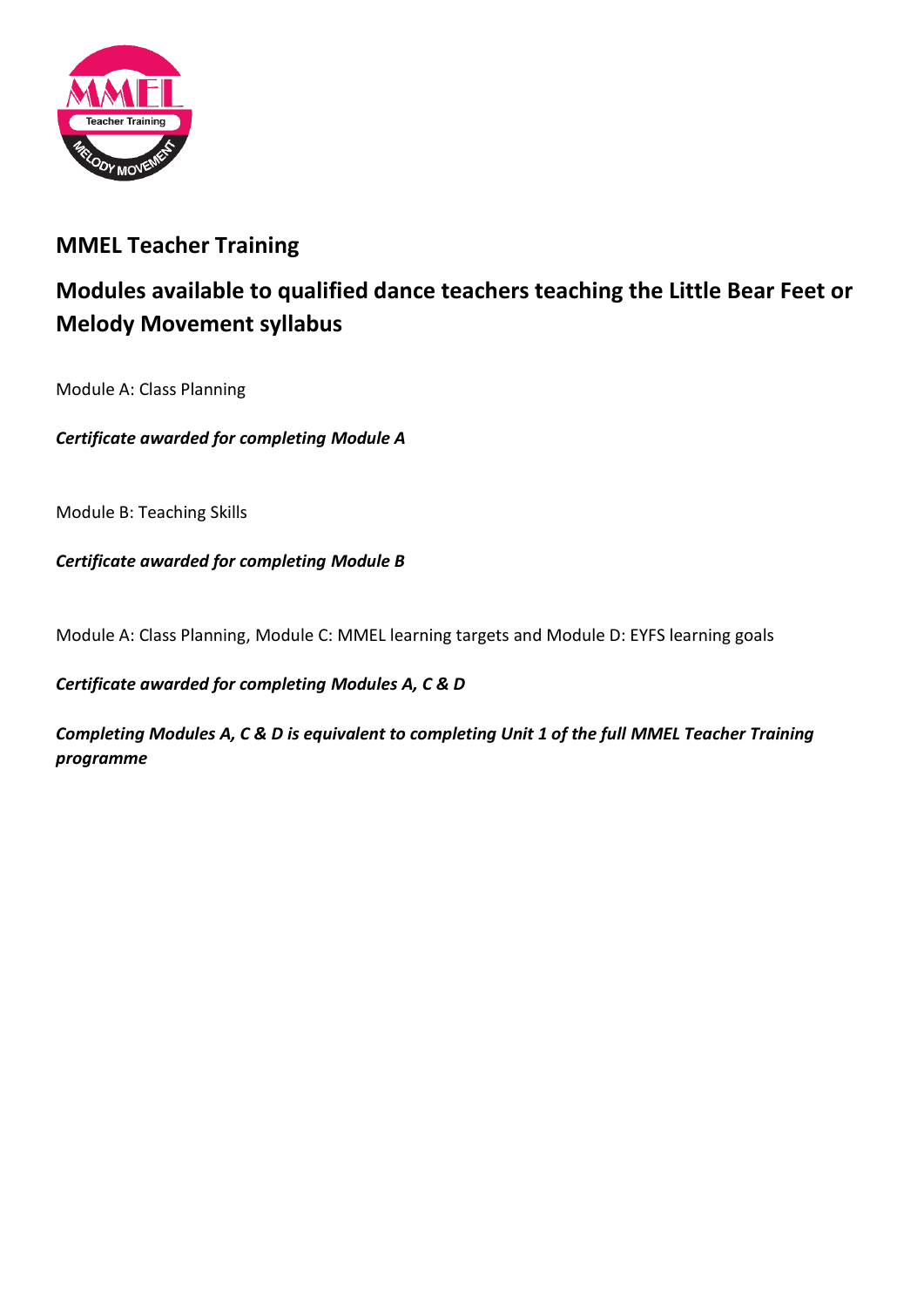## MMEL Teacher Training

## Modules available to qualified dance teachers teaching the Little Bear Feet or Melody Movement syllabus

Module A: Class Planning

***Certificate awarded for completing Module A***

Module B: Teaching Skills

***Certificate awarded for completing Module B***

Module A: Class Planning, Module C: MMEL learning targets and Module D: EYFS learning goals

***Certificate awarded for completing Modules A, C & D***

***Completing Modules A, C & D is equivalent to completing Unit 1 of the full MMEL Teacher Training programme***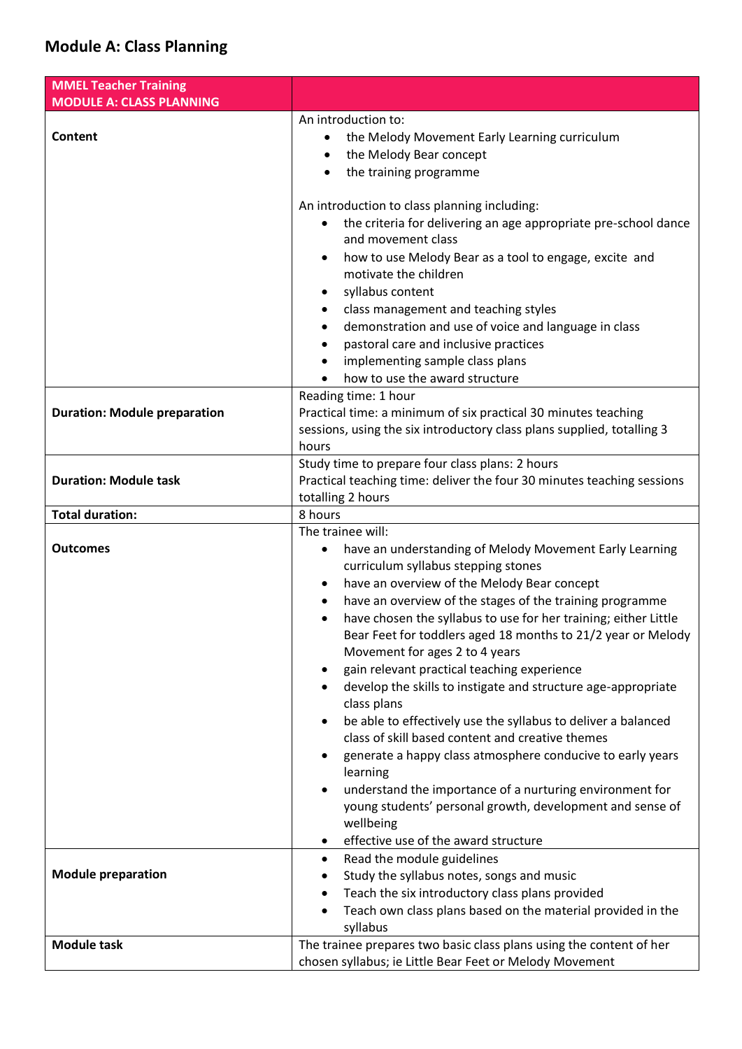## Module A: Class Planning

| MMEL Teacher Training<br>MODULE A: CLASS PLANNING | |
|---|---|
| **Content** | An introduction to:<br>• the Melody Movement Early Learning curriculum<br>• the Melody Bear concept<br>• the training programme<br><br>An introduction to class planning including:<br>• the criteria for delivering an age appropriate pre-school dance and movement class<br>• how to use Melody Bear as a tool to engage, excite and motivate the children<br>• syllabus content<br>• class management and teaching styles<br>• demonstration and use of voice and language in class<br>• pastoral care and inclusive practices<br>• implementing sample class plans<br>• how to use the award structure |
| **Duration: Module preparation** | Reading time: 1 hour<br>Practical time: a minimum of six practical 30 minutes teaching sessions, using the six introductory class plans supplied, totalling 3 hours |
| **Duration: Module task** | Study time to prepare four class plans: 2 hours<br>Practical teaching time: deliver the four 30 minutes teaching sessions totalling 2 hours |
| **Total duration:** | 8 hours |
| **Outcomes** | The trainee will:<br>• have an understanding of Melody Movement Early Learning curriculum syllabus stepping stones<br>• have an overview of the Melody Bear concept<br>• have an overview of the stages of the training programme<br>• have chosen the syllabus to use for her training; either Little Bear Feet for toddlers aged 18 months to 21/2 year or Melody Movement for ages 2 to 4 years<br>• gain relevant practical teaching experience<br>• develop the skills to instigate and structure age-appropriate class plans<br>• be able to effectively use the syllabus to deliver a balanced class of skill based content and creative themes<br>• generate a happy class atmosphere conducive to early years learning<br>• understand the importance of a nurturing environment for young students' personal growth, development and sense of wellbeing<br>• effective use of the award structure |
| **Module preparation** | • Read the module guidelines<br>• Study the syllabus notes, songs and music<br>• Teach the six introductory class plans provided<br>• Teach own class plans based on the material provided in the syllabus |
| **Module task** | The trainee prepares two basic class plans using the content of her chosen syllabus; ie Little Bear Feet or Melody Movement |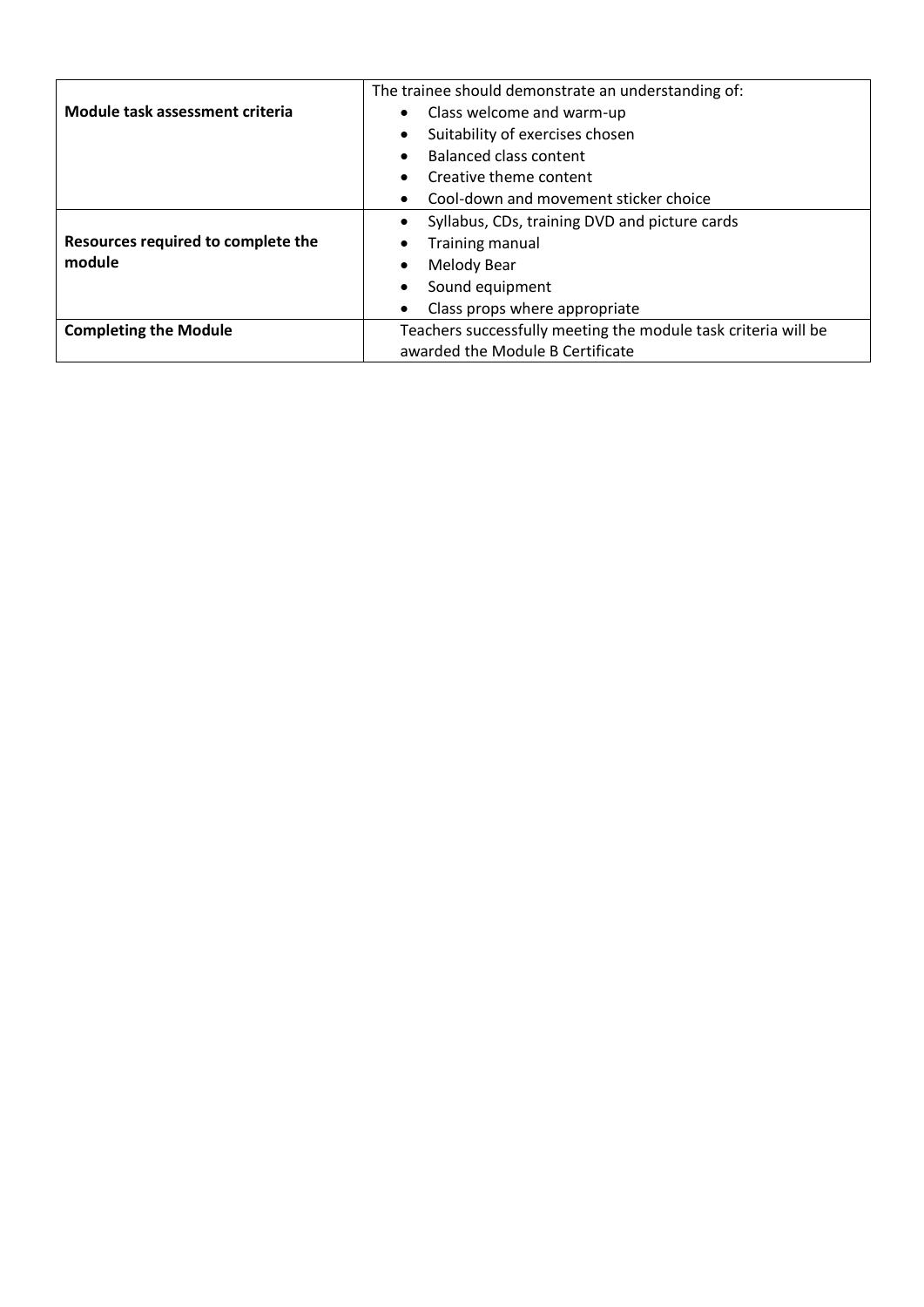| | |
|---|---|
| **Module task assessment criteria** | The trainee should demonstrate an understanding of:<br>• Class welcome and warm-up<br>• Suitability of exercises chosen<br>• Balanced class content<br>• Creative theme content<br>• Cool-down and movement sticker choice |
| **Resources required to complete the module** | • Syllabus, CDs, training DVD and picture cards<br>• Training manual<br>• Melody Bear<br>• Sound equipment<br>• Class props where appropriate |
| **Completing the Module** | Teachers successfully meeting the module task criteria will be awarded the Module B Certificate |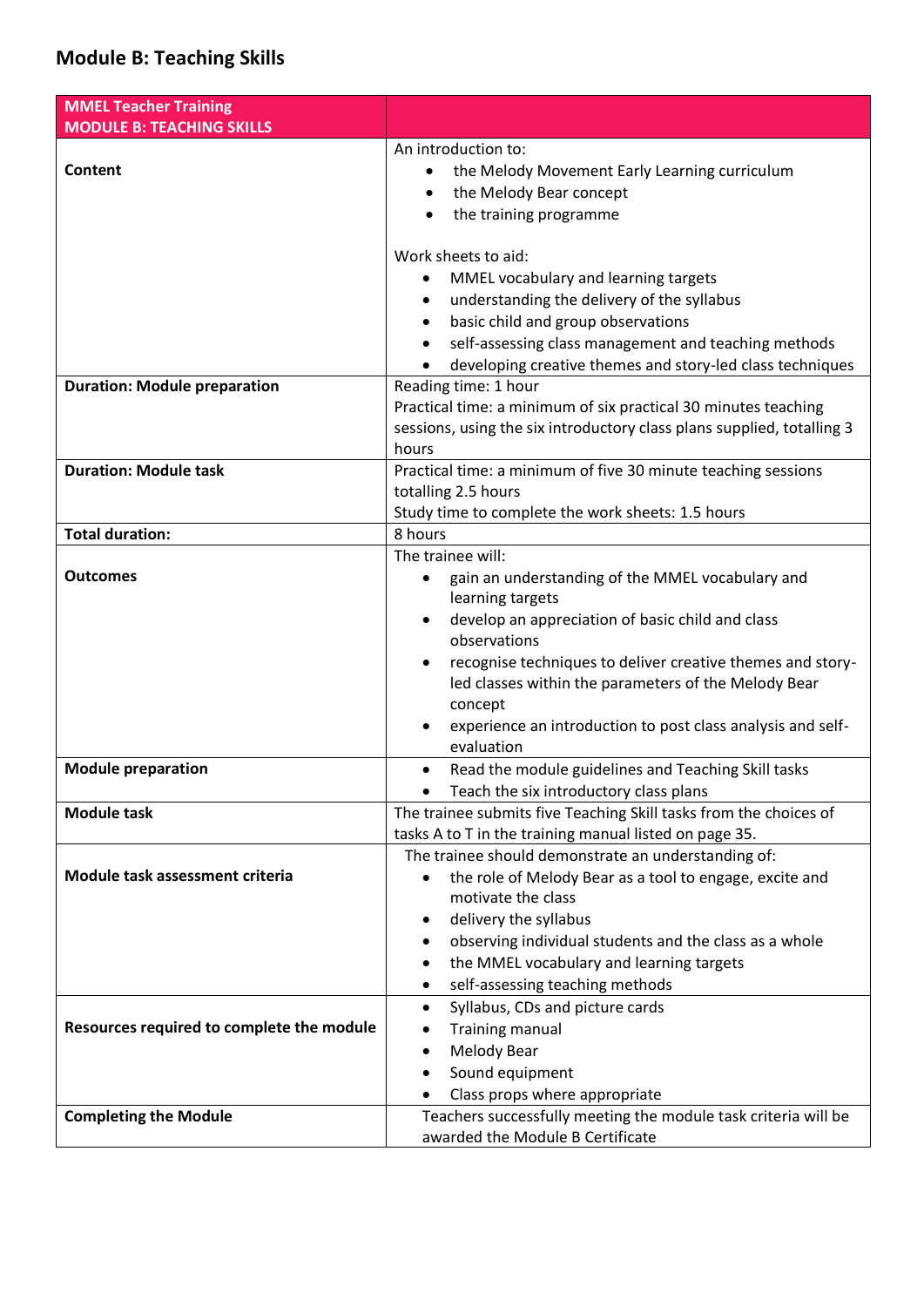## Module B: Teaching Skills

| **MMEL Teacher Training**<br>**MODULE B: TEACHING SKILLS** | |
|---|---|
| **Content** | An introduction to:<br>• the Melody Movement Early Learning curriculum<br>• the Melody Bear concept<br>• the training programme<br><br>Work sheets to aid:<br>• MMEL vocabulary and learning targets<br>• understanding the delivery of the syllabus<br>• basic child and group observations<br>• self-assessing class management and teaching methods<br>• developing creative themes and story-led class techniques |
| **Duration: Module preparation** | Reading time: 1 hour<br>Practical time: a minimum of six practical 30 minutes teaching sessions, using the six introductory class plans supplied, totalling 3 hours |
| **Duration: Module task** | Practical time: a minimum of five 30 minute teaching sessions totalling 2.5 hours<br>Study time to complete the work sheets: 1.5 hours |
| **Total duration:** | 8 hours |
| **Outcomes** | The trainee will:<br>• gain an understanding of the MMEL vocabulary and learning targets<br>• develop an appreciation of basic child and class observations<br>• recognise techniques to deliver creative themes and story-led classes within the parameters of the Melody Bear concept<br>• experience an introduction to post class analysis and self-evaluation |
| **Module preparation** | • Read the module guidelines and Teaching Skill tasks<br>• Teach the six introductory class plans |
| **Module task** | The trainee submits five Teaching Skill tasks from the choices of tasks A to T in the training manual listed on page 35. |
| **Module task assessment criteria** | The trainee should demonstrate an understanding of:<br>• the role of Melody Bear as a tool to engage, excite and motivate the class<br>• delivery the syllabus<br>• observing individual students and the class as a whole<br>• the MMEL vocabulary and learning targets<br>• self-assessing teaching methods |
| **Resources required to complete the module** | • Syllabus, CDs and picture cards<br>• Training manual<br>• Melody Bear<br>• Sound equipment<br>• Class props where appropriate |
| **Completing the Module** | Teachers successfully meeting the module task criteria will be awarded the Module B Certificate |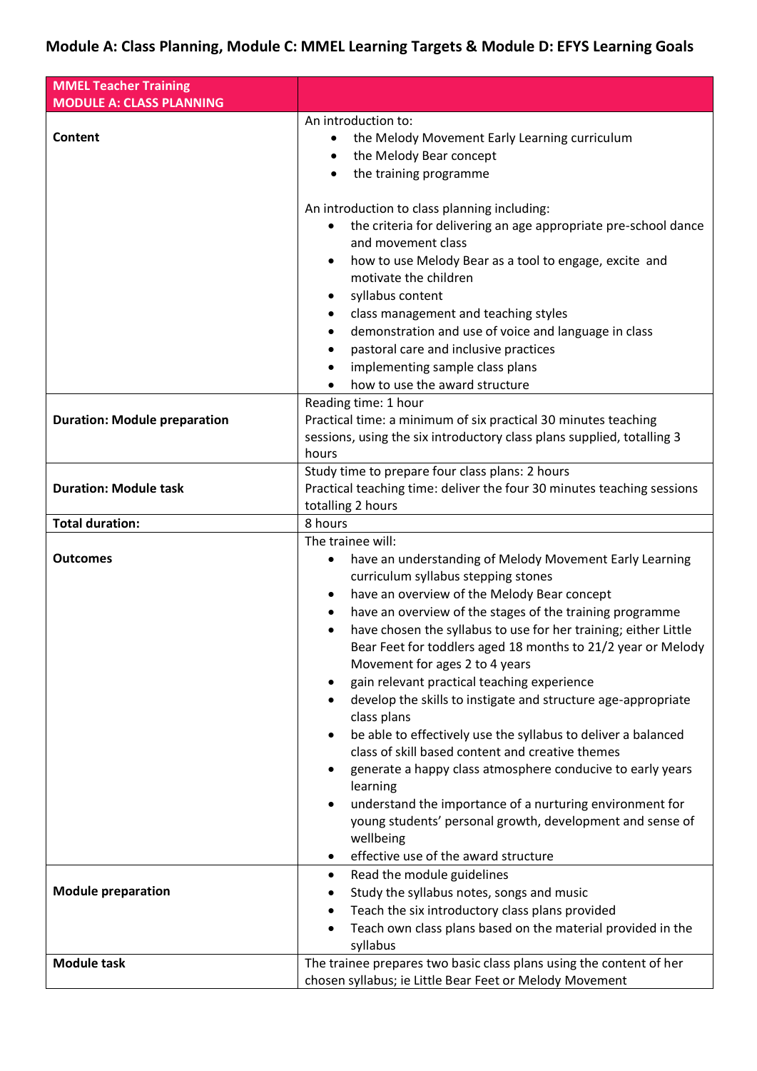# Module A: Class Planning, Module C: MMEL Learning Targets & Module D: EFYS Learning Goals

| MMEL Teacher Training<br>MODULE A: CLASS PLANNING | |
|---|---|
| **Content** | An introduction to:<br>• the Melody Movement Early Learning curriculum<br>• the Melody Bear concept<br>• the training programme<br><br>An introduction to class planning including:<br>• the criteria for delivering an age appropriate pre-school dance and movement class<br>• how to use Melody Bear as a tool to engage, excite and motivate the children<br>• syllabus content<br>• class management and teaching styles<br>• demonstration and use of voice and language in class<br>• pastoral care and inclusive practices<br>• implementing sample class plans<br>• how to use the award structure |
| **Duration: Module preparation** | Reading time: 1 hour<br>Practical time: a minimum of six practical 30 minutes teaching sessions, using the six introductory class plans supplied, totalling 3 hours |
| **Duration: Module task** | Study time to prepare four class plans: 2 hours<br>Practical teaching time: deliver the four 30 minutes teaching sessions totalling 2 hours |
| **Total duration:** | 8 hours |
| **Outcomes** | The trainee will:<br>• have an understanding of Melody Movement Early Learning curriculum syllabus stepping stones<br>• have an overview of the Melody Bear concept<br>• have an overview of the stages of the training programme<br>• have chosen the syllabus to use for her training; either Little Bear Feet for toddlers aged 18 months to 21/2 year or Melody Movement for ages 2 to 4 years<br>• gain relevant practical teaching experience<br>• develop the skills to instigate and structure age-appropriate class plans<br>• be able to effectively use the syllabus to deliver a balanced class of skill based content and creative themes<br>• generate a happy class atmosphere conducive to early years learning<br>• understand the importance of a nurturing environment for young students' personal growth, development and sense of wellbeing<br>• effective use of the award structure |
| **Module preparation** | • Read the module guidelines<br>• Study the syllabus notes, songs and music<br>• Teach the six introductory class plans provided<br>• Teach own class plans based on the material provided in the syllabus |
| **Module task** | The trainee prepares two basic class plans using the content of her chosen syllabus; ie Little Bear Feet or Melody Movement |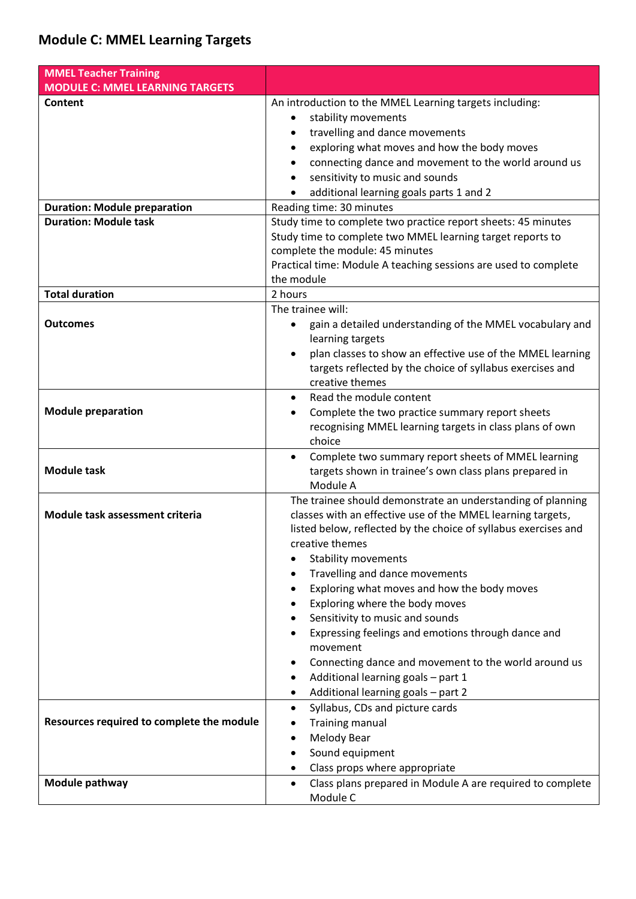## Module C: MMEL Learning Targets

| MMEL Teacher Training<br>MODULE C: MMEL LEARNING TARGETS | |
|---|---|
| **Content** | An introduction to the MMEL Learning targets including:<br>• stability movements<br>• travelling and dance movements<br>• exploring what moves and how the body moves<br>• connecting dance and movement to the world around us<br>• sensitivity to music and sounds<br>• additional learning goals parts 1 and 2 |
| **Duration: Module preparation** | Reading time: 30 minutes |
| **Duration: Module task** | Study time to complete two practice report sheets: 45 minutes<br>Study time to complete two MMEL learning target reports to complete the module: 45 minutes<br>Practical time: Module A teaching sessions are used to complete the module |
| **Total duration** | 2 hours |
| **Outcomes** | The trainee will:<br>• gain a detailed understanding of the MMEL vocabulary and learning targets<br>• plan classes to show an effective use of the MMEL learning targets reflected by the choice of syllabus exercises and creative themes |
| **Module preparation** | • Read the module content<br>• Complete the two practice summary report sheets recognising MMEL learning targets in class plans of own choice |
| **Module task** | • Complete two summary report sheets of MMEL learning targets shown in trainee's own class plans prepared in Module A |
| **Module task assessment criteria** | The trainee should demonstrate an understanding of planning classes with an effective use of the MMEL learning targets, listed below, reflected by the choice of syllabus exercises and creative themes<br>• Stability movements<br>• Travelling and dance movements<br>• Exploring what moves and how the body moves<br>• Exploring where the body moves<br>• Sensitivity to music and sounds<br>• Expressing feelings and emotions through dance and movement<br>• Connecting dance and movement to the world around us<br>• Additional learning goals – part 1<br>• Additional learning goals – part 2 |
| **Resources required to complete the module** | • Syllabus, CDs and picture cards<br>• Training manual<br>• Melody Bear<br>• Sound equipment<br>• Class props where appropriate |
| **Module pathway** | • Class plans prepared in Module A are required to complete Module C |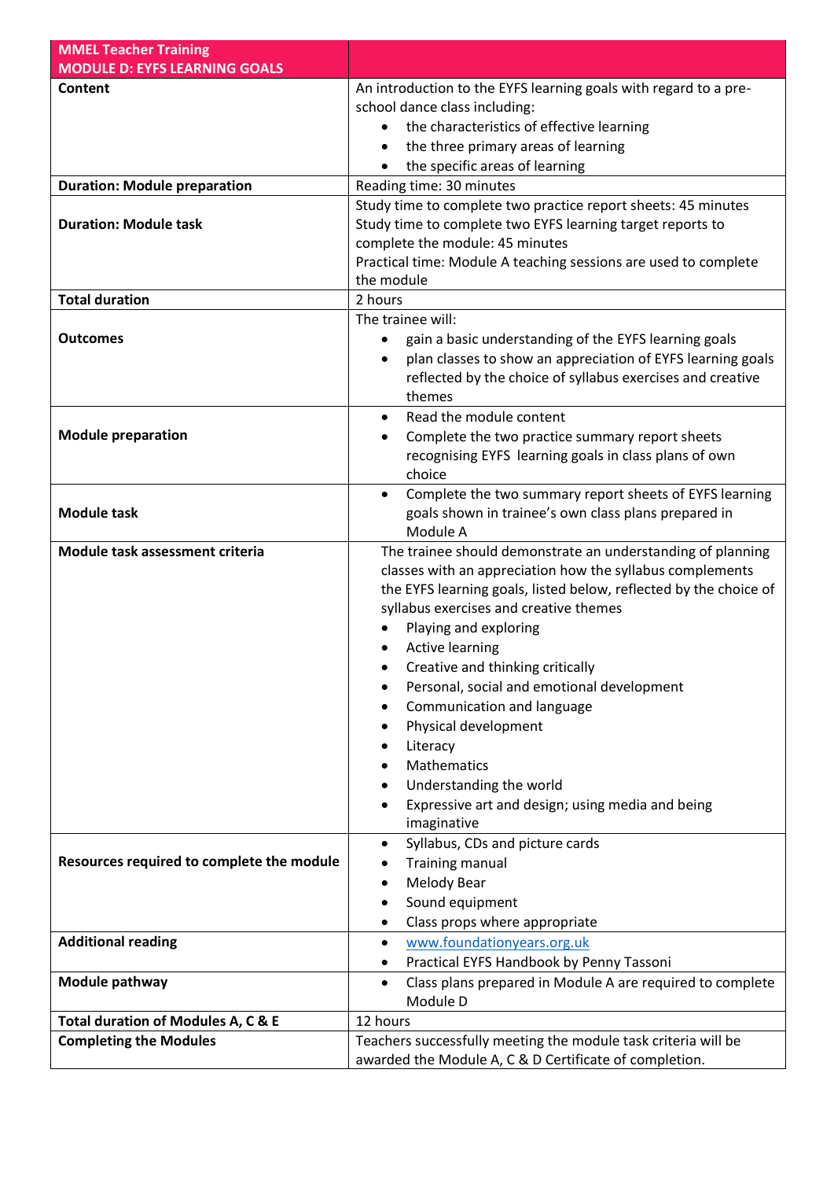| MMEL Teacher Training<br>MODULE D: EYFS LEARNING GOALS | |
|---|---|
| **Content** | An introduction to the EYFS learning goals with regard to a pre-school dance class including:<br>• the characteristics of effective learning<br>• the three primary areas of learning<br>• the specific areas of learning |
| **Duration: Module preparation** | Reading time: 30 minutes |
| **Duration: Module task** | Study time to complete two practice report sheets: 45 minutes<br>Study time to complete two EYFS learning target reports to complete the module: 45 minutes<br>Practical time: Module A teaching sessions are used to complete the module |
| **Total duration** | 2 hours |
| **Outcomes** | The trainee will:<br>• gain a basic understanding of the EYFS learning goals<br>• plan classes to show an appreciation of EYFS learning goals reflected by the choice of syllabus exercises and creative themes |
| **Module preparation** | • Read the module content<br>• Complete the two practice summary report sheets recognising EYFS learning goals in class plans of own choice |
| **Module task** | • Complete the two summary report sheets of EYFS learning goals shown in trainee's own class plans prepared in Module A |
| **Module task assessment criteria** | The trainee should demonstrate an understanding of planning classes with an appreciation how the syllabus complements the EYFS learning goals, listed below, reflected by the choice of syllabus exercises and creative themes<br>• Playing and exploring<br>• Active learning<br>• Creative and thinking critically<br>• Personal, social and emotional development<br>• Communication and language<br>• Physical development<br>• Literacy<br>• Mathematics<br>• Understanding the world<br>• Expressive art and design; using media and being imaginative |
| **Resources required to complete the module** | • Syllabus, CDs and picture cards<br>• Training manual<br>• Melody Bear<br>• Sound equipment<br>• Class props where appropriate |
| **Additional reading** | • www.foundationyears.org.uk<br>• Practical EYFS Handbook by Penny Tassoni |
| **Module pathway** | • Class plans prepared in Module A are required to complete Module D |
| **Total duration of Modules A, C & E** | 12 hours |
| **Completing the Modules** | Teachers successfully meeting the module task criteria will be awarded the Module A, C & D Certificate of completion. |